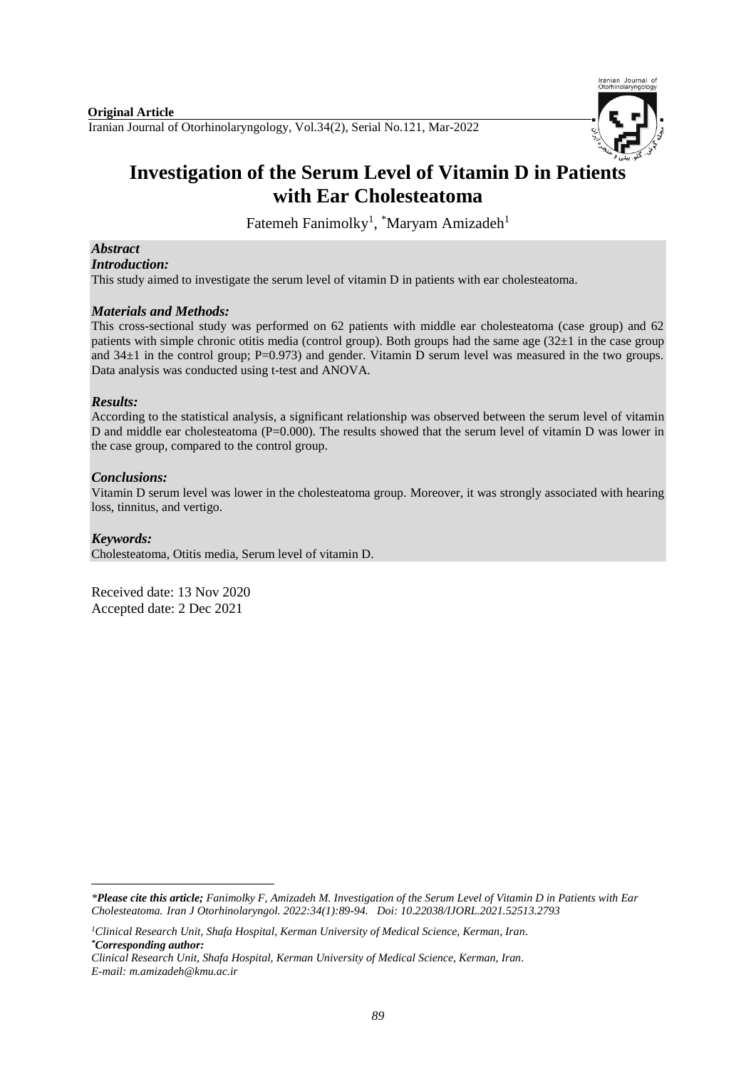**Original Article**

# Investigation of the Serum Level of Vitamin D in Patients with Ear Cholesteatoma

Fatemeh Fanimolky[1], *Maryam Amizadeh[1]

***Abstract***

***Introduction:***

This study aimed to investigate the serum level of vitamin D in patients with ear cholesteatoma.

***Materials and Methods:***

This cross-sectional study was performed on 62 patients with middle ear cholesteatoma (case group) and 62 patients with simple chronic otitis media (control group). Both groups had the same age (32±1 in the case group and 34±1 in the control group; P=0.973) and gender. Vitamin D serum level was measured in the two groups. Data analysis was conducted using t-test and ANOVA.

***Results:***

According to the statistical analysis, a significant relationship was observed between the serum level of vitamin D and middle ear cholesteatoma (P=0.000). The results showed that the serum level of vitamin D was lower in the case group, compared to the control group.

***Conclusions:***

Vitamin D serum level was lower in the cholesteatoma group. Moreover, it was strongly associated with hearing loss, tinnitus, and vertigo.

***Keywords:***

Cholesteatoma, Otitis media, Serum level of vitamin D.

Received date: 13 Nov 2020
Accepted date: 2 Dec 2021

---

**Please cite this article;* *Fanimolky F, Amizadeh M. Investigation of the Serum Level of Vitamin D in Patients with Ear Cholesteatoma. Iran J Otorhinolaryngol. 2022:34(1):89-94. Doi: 10.22038/IJORL.2021.52513.2793*

[1]*Clinical Research Unit, Shafa Hospital, Kerman University of Medical Science, Kerman, Iran.*

****Corresponding author:***

*Clinical Research Unit, Shafa Hospital, Kerman University of Medical Science, Kerman, Iran.*

*E-mail: m.amizadeh@kmu.ac.ir*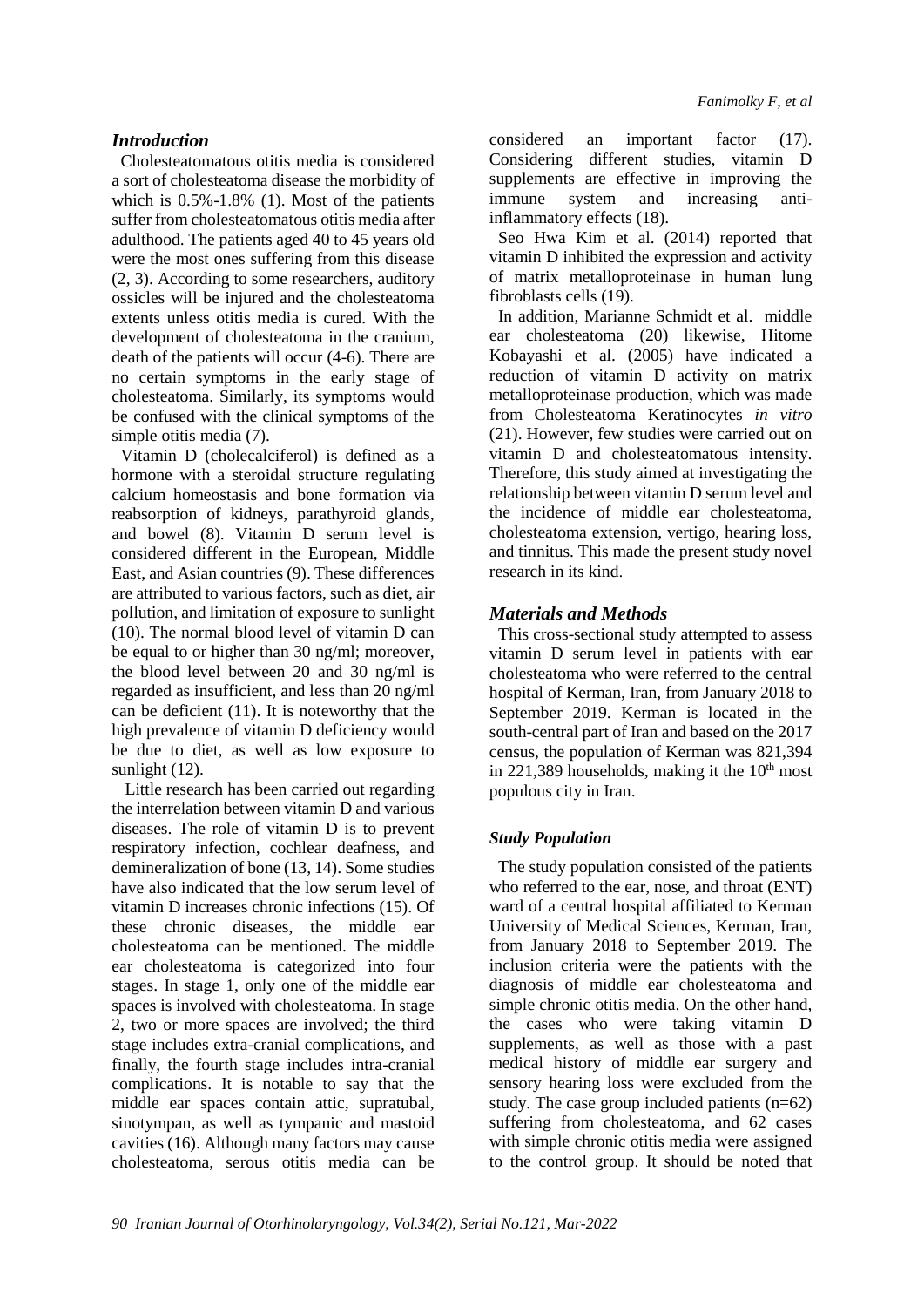## *Introduction*

Cholesteatomatous otitis media is considered a sort of cholesteatoma disease the morbidity of which is 0.5%-1.8% (1). Most of the patients suffer from cholesteatomatous otitis media after adulthood. The patients aged 40 to 45 years old were the most ones suffering from this disease (2, 3). According to some researchers, auditory ossicles will be injured and the cholesteatoma extents unless otitis media is cured. With the development of cholesteatoma in the cranium, death of the patients will occur (4-6). There are no certain symptoms in the early stage of cholesteatoma. Similarly, its symptoms would be confused with the clinical symptoms of the simple otitis media (7).

Vitamin D (cholecalciferol) is defined as a hormone with a steroidal structure regulating calcium homeostasis and bone formation via reabsorption of kidneys, parathyroid glands, and bowel (8). Vitamin D serum level is considered different in the European, Middle East, and Asian countries (9). These differences are attributed to various factors, such as diet, air pollution, and limitation of exposure to sunlight (10). The normal blood level of vitamin D can be equal to or higher than 30 ng/ml; moreover, the blood level between 20 and 30 ng/ml is regarded as insufficient, and less than 20 ng/ml can be deficient (11). It is noteworthy that the high prevalence of vitamin D deficiency would be due to diet, as well as low exposure to sunlight (12).

Little research has been carried out regarding the interrelation between vitamin D and various diseases. The role of vitamin D is to prevent respiratory infection, cochlear deafness, and demineralization of bone (13, 14). Some studies have also indicated that the low serum level of vitamin D increases chronic infections (15). Of these chronic diseases, the middle ear cholesteatoma can be mentioned. The middle ear cholesteatoma is categorized into four stages. In stage 1, only one of the middle ear spaces is involved with cholesteatoma. In stage 2, two or more spaces are involved; the third stage includes extra-cranial complications, and finally, the fourth stage includes intra-cranial complications. It is notable to say that the middle ear spaces contain attic, supratubal, sinotympan, as well as tympanic and mastoid cavities (16). Although many factors may cause cholesteatoma, serous otitis media can be considered an important factor (17). Considering different studies, vitamin D supplements are effective in improving the immune system and increasing anti-inflammatory effects (18).

Seo Hwa Kim et al. (2014) reported that vitamin D inhibited the expression and activity of matrix metalloproteinase in human lung fibroblasts cells (19).

In addition, Marianne Schmidt et al. middle ear cholesteatoma (20) likewise, Hitome Kobayashi et al. (2005) have indicated a reduction of vitamin D activity on matrix metalloproteinase production, which was made from Cholesteatoma Keratinocytes *in vitro* (21). However, few studies were carried out on vitamin D and cholesteatomatous intensity. Therefore, this study aimed at investigating the relationship between vitamin D serum level and the incidence of middle ear cholesteatoma, cholesteatoma extension, vertigo, hearing loss, and tinnitus. This made the present study novel research in its kind.

## *Materials and Methods*

This cross-sectional study attempted to assess vitamin D serum level in patients with ear cholesteatoma who were referred to the central hospital of Kerman, Iran, from January 2018 to September 2019. Kerman is located in the south-central part of Iran and based on the 2017 census, the population of Kerman was 821,394 in 221,389 households, making it the 10th most populous city in Iran.

### *Study Population*

The study population consisted of the patients who referred to the ear, nose, and throat (ENT) ward of a central hospital affiliated to Kerman University of Medical Sciences, Kerman, Iran, from January 2018 to September 2019. The inclusion criteria were the patients with the diagnosis of middle ear cholesteatoma and simple chronic otitis media. On the other hand, the cases who were taking vitamin D supplements, as well as those with a past medical history of middle ear surgery and sensory hearing loss were excluded from the study. The case group included patients (n=62) suffering from cholesteatoma, and 62 cases with simple chronic otitis media were assigned to the control group. It should be noted that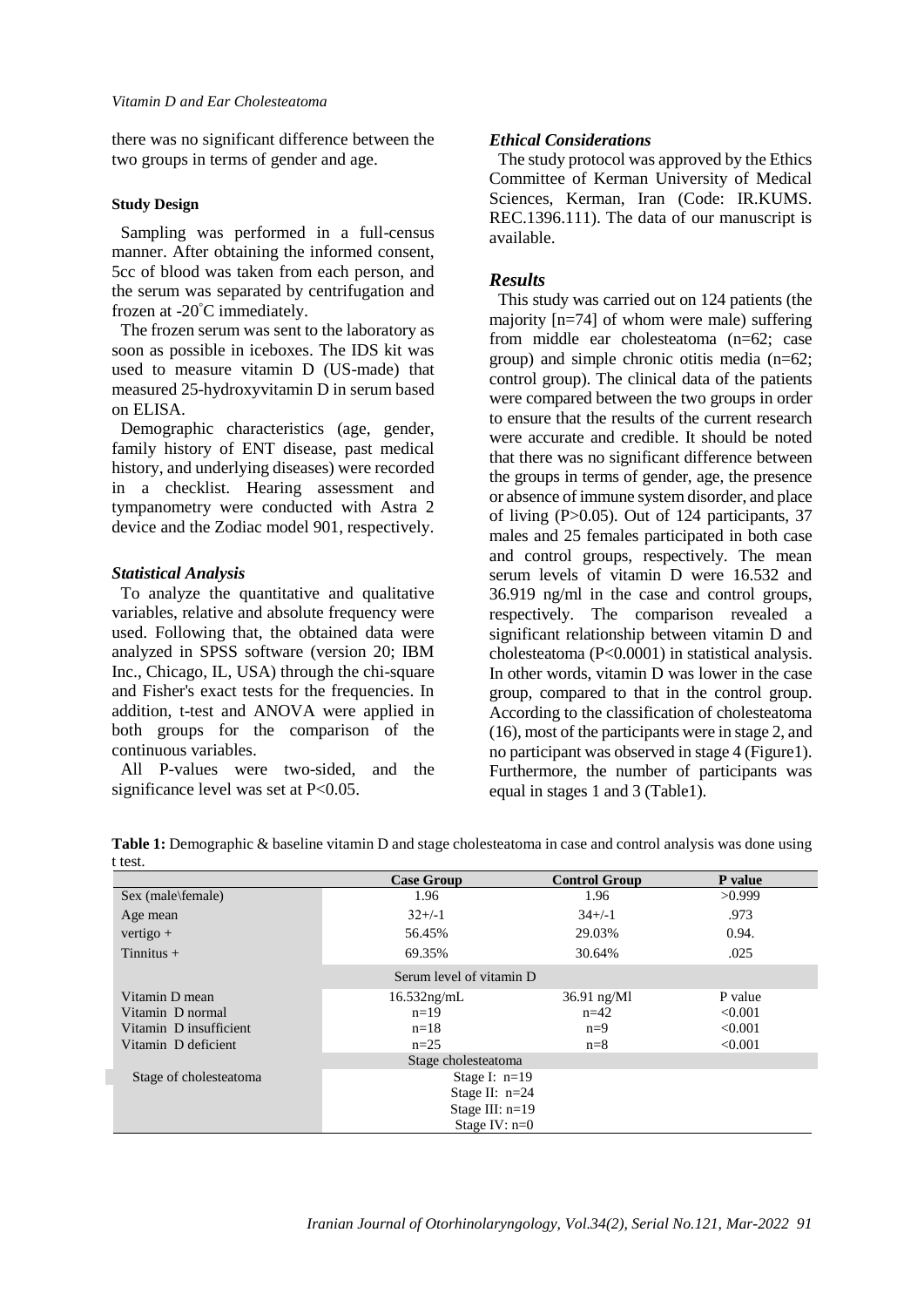there was no significant difference between the two groups in terms of gender and age.

#### Study Design

Sampling was performed in a full-census manner. After obtaining the informed consent, 5cc of blood was taken from each person, and the serum was separated by centrifugation and frozen at -20°C immediately.

The frozen serum was sent to the laboratory as soon as possible in iceboxes. The IDS kit was used to measure vitamin D (US-made) that measured 25-hydroxyvitamin D in serum based on ELISA.

Demographic characteristics (age, gender, family history of ENT disease, past medical history, and underlying diseases) were recorded in a checklist. Hearing assessment and tympanometry were conducted with Astra 2 device and the Zodiac model 901, respectively.

### *Statistical Analysis*

To analyze the quantitative and qualitative variables, relative and absolute frequency were used. Following that, the obtained data were analyzed in SPSS software (version 20; IBM Inc., Chicago, IL, USA) through the chi-square and Fisher's exact tests for the frequencies. In addition, t-test and ANOVA were applied in both groups for the comparison of the continuous variables.

All P-values were two-sided, and the significance level was set at $P<0.05$.

### *Ethical Considerations*

The study protocol was approved by the Ethics Committee of Kerman University of Medical Sciences, Kerman, Iran (Code: IR.KUMS. REC.1396.111). The data of our manuscript is available.

## *Results*

This study was carried out on 124 patients (the majority [n=74] of whom were male) suffering from middle ear cholesteatoma (n=62; case group) and simple chronic otitis media (n=62; control group). The clinical data of the patients were compared between the two groups in order to ensure that the results of the current research were accurate and credible. It should be noted that there was no significant difference between the groups in terms of gender, age, the presence or absence of immune system disorder, and place of living ($P>0.05$). Out of 124 participants, 37 males and 25 females participated in both case and control groups, respectively. The mean serum levels of vitamin D were 16.532 and 36.919 ng/ml in the case and control groups, respectively. The comparison revealed a significant relationship between vitamin D and cholesteatoma ($P<0.0001$) in statistical analysis. In other words, vitamin D was lower in the case group, compared to that in the control group. According to the classification of cholesteatoma (16), most of the participants were in stage 2, and no participant was observed in stage 4 (Figure1). Furthermore, the number of participants was equal in stages 1 and 3 (Table1).

**Table 1:** Demographic & baseline vitamin D and stage cholesteatoma in case and control analysis was done using t test.

| | Case Group | Control Group | P value |
|---|---|---|---|
| Sex (male\female) | 1.96 | 1.96 | >0.999 |
| Age mean | 32+/-1 | 34+/-1 | .973 |
| vertigo + | 56.45% | 29.03% | 0.94. |
| Tinnitus + | 69.35% | 30.64% | .025 |
| | Serum level of vitamin D | | |
| Vitamin D mean | 16.532ng/mL | 36.91 ng/Ml | P value |
| Vitamin D normal | n=19 | n=42 | <0.001 |
| Vitamin D insufficient | n=18 | n=9 | <0.001 |
| Vitamin D deficient | n=25 | n=8 | <0.001 |
| | Stage cholesteatoma | | |
| Stage of cholesteatoma | Stage I: n=19<br>Stage II: n=24<br>Stage III: n=19<br>Stage IV: n=0 | | |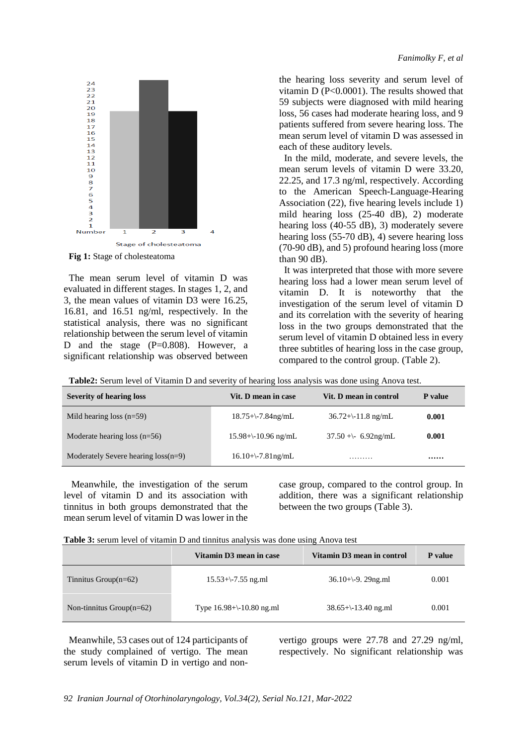**Fig 1:** Stage of cholesteatoma

The mean serum level of vitamin D was evaluated in different stages. In stages 1, 2, and 3, the mean values of vitamin D3 were 16.25, 16.81, and 16.51 ng/ml, respectively. In the statistical analysis, there was no significant relationship between the serum level of vitamin D and the stage (P=0.808). However, a significant relationship was observed between the hearing loss severity and serum level of vitamin D (P<0.0001). The results showed that 59 subjects were diagnosed with mild hearing loss, 56 cases had moderate hearing loss, and 9 patients suffered from severe hearing loss. The mean serum level of vitamin D was assessed in each of these auditory levels.

In the mild, moderate, and severe levels, the mean serum levels of vitamin D were 33.20, 22.25, and 17.3 ng/ml, respectively. According to the American Speech-Language-Hearing Association (22), five hearing levels include 1) mild hearing loss (25-40 dB), 2) moderate hearing loss (40-55 dB), 3) moderately severe hearing loss (55-70 dB), 4) severe hearing loss (70-90 dB), and 5) profound hearing loss (more than 90 dB).

It was interpreted that those with more severe hearing loss had a lower mean serum level of vitamin D. It is noteworthy that the investigation of the serum level of vitamin D and its correlation with the severity of hearing loss in the two groups demonstrated that the serum level of vitamin D obtained less in every three subtitles of hearing loss in the case group, compared to the control group. (Table 2).

**Table2:** Serum level of Vitamin D and severity of hearing loss analysis was done using Anova test.

| Severity of hearing loss | Vit. D mean in case | Vit. D mean in control | P value |
|---|---|---|---|
| Mild hearing loss (n=59) | 18.75+\-7.84ng/mL | 36.72+\-11.8 ng/mL | **0.001** |
| Moderate hearing loss (n=56) | 15.98+\-10.96 ng/mL | 37.50 +\- 6.92ng/mL | **0.001** |
| Moderately Severe hearing loss(n=9) | 16.10+\-7.81ng/mL | ……… | **……** |

Meanwhile, the investigation of the serum level of vitamin D and its association with tinnitus in both groups demonstrated that the mean serum level of vitamin D was lower in the case group, compared to the control group. In addition, there was a significant relationship between the two groups (Table 3).

**Table 3:** serum level of vitamin D and tinnitus analysis was done using Anova test

| | Vitamin D3 mean in case | Vitamin D3 mean in control | P value |
|---|---|---|---|
| Tinnitus Group(n=62) | 15.53+\-7.55 ng.ml | 36.10+\-9. 29ng.ml | 0.001 |
| Non-tinnitus Group(n=62) | Type 16.98+\-10.80 ng.ml | 38.65+\-13.40 ng.ml | 0.001 |

Meanwhile, 53 cases out of 124 participants of the study complained of vertigo. The mean serum levels of vitamin D in vertigo and non-vertigo groups were 27.78 and 27.29 ng/ml, respectively. No significant relationship was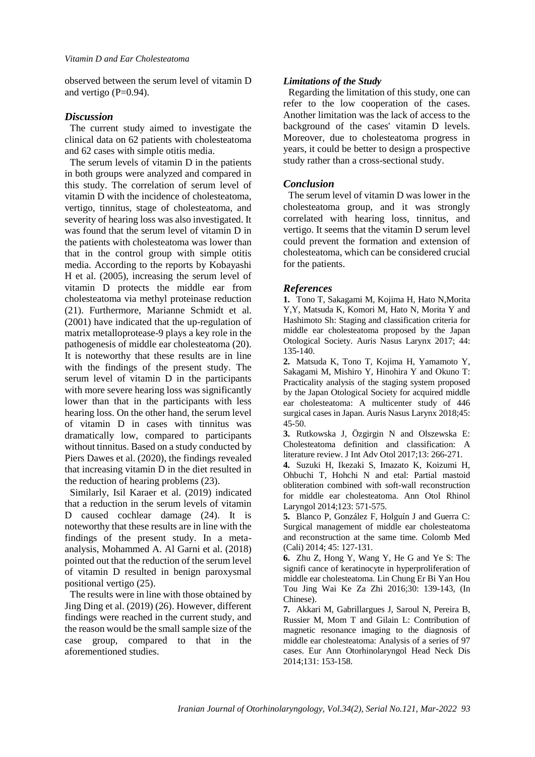observed between the serum level of vitamin D and vertigo (P=0.94).

## *Discussion*

The current study aimed to investigate the clinical data on 62 patients with cholesteatoma and 62 cases with simple otitis media.

The serum levels of vitamin D in the patients in both groups were analyzed and compared in this study. The correlation of serum level of vitamin D with the incidence of cholesteatoma, vertigo, tinnitus, stage of cholesteatoma, and severity of hearing loss was also investigated. It was found that the serum level of vitamin D in the patients with cholesteatoma was lower than that in the control group with simple otitis media. According to the reports by Kobayashi H et al. (2005), increasing the serum level of vitamin D protects the middle ear from cholesteatoma via methyl proteinase reduction (21). Furthermore, Marianne Schmidt et al. (2001) have indicated that the up-regulation of matrix metalloprotease-9 plays a key role in the pathogenesis of middle ear cholesteatoma (20). It is noteworthy that these results are in line with the findings of the present study. The serum level of vitamin D in the participants with more severe hearing loss was significantly lower than that in the participants with less hearing loss. On the other hand, the serum level of vitamin D in cases with tinnitus was dramatically low, compared to participants without tinnitus. Based on a study conducted by Piers Dawes et al. (2020), the findings revealed that increasing vitamin D in the diet resulted in the reduction of hearing problems (23).

Similarly, Isil Karaer et al. (2019) indicated that a reduction in the serum levels of vitamin D caused cochlear damage (24). It is noteworthy that these results are in line with the findings of the present study. In a meta-analysis, Mohammed A. Al Garni et al. (2018) pointed out that the reduction of the serum level of vitamin D resulted in benign paroxysmal positional vertigo (25).

The results were in line with those obtained by Jing Ding et al. (2019) (26). However, different findings were reached in the current study, and the reason would be the small sample size of the case group, compared to that in the aforementioned studies.

### *Limitations of the Study*

Regarding the limitation of this study, one can refer to the low cooperation of the cases. Another limitation was the lack of access to the background of the cases' vitamin D levels. Moreover, due to cholesteatoma progress in years, it could be better to design a prospective study rather than a cross-sectional study.

## *Conclusion*

The serum level of vitamin D was lower in the cholesteatoma group, and it was strongly correlated with hearing loss, tinnitus, and vertigo. It seems that the vitamin D serum level could prevent the formation and extension of cholesteatoma, which can be considered crucial for the patients.

## *References*

**1.** Tono T, Sakagami M, Kojima H, Hato N,Morita Y,Y, Matsuda K, Komori M, Hato N, Morita Y and Hashimoto Sh: Staging and classification criteria for middle ear cholesteatoma proposed by the Japan Otological Society. Auris Nasus Larynx 2017; 44: 135-140.

**2.** Matsuda K, Tono T, Kojima H, Yamamoto Y, Sakagami M, Mishiro Y, Hinohira Y and Okuno T: Practicality analysis of the staging system proposed by the Japan Otological Society for acquired middle ear cholesteatoma: A multicenter study of 446 surgical cases in Japan. Auris Nasus Larynx 2018;45: 45-50.

**3.** Rutkowska J, Özgirgin N and Olszewska E: Cholesteatoma definition and classification: A literature review. J Int Adv Otol 2017;13: 266-271.

**4.** Suzuki H, Ikezaki S, Imazato K, Koizumi H, Ohbuchi T, Hohchi N and etal: Partial mastoid obliteration combined with soft-wall reconstruction for middle ear cholesteatoma. Ann Otol Rhinol Laryngol 2014;123: 571-575.

**5.** Blanco P, González F, Holguín J and Guerra C: Surgical management of middle ear cholesteatoma and reconstruction at the same time. Colomb Med (Cali) 2014; 45: 127-131.

**6.** Zhu Z, Hong Y, Wang Y, He G and Ye S: The signifi cance of keratinocyte in hyperproliferation of middle ear cholesteatoma. Lin Chung Er Bi Yan Hou Tou Jing Wai Ke Za Zhi 2016;30: 139-143, (In Chinese).

**7.** Akkari M, Gabrillargues J, Saroul N, Pereira B, Russier M, Mom T and Gilain L: Contribution of magnetic resonance imaging to the diagnosis of middle ear cholesteatoma: Analysis of a series of 97 cases. Eur Ann Otorhinolaryngol Head Neck Dis 2014;131: 153-158.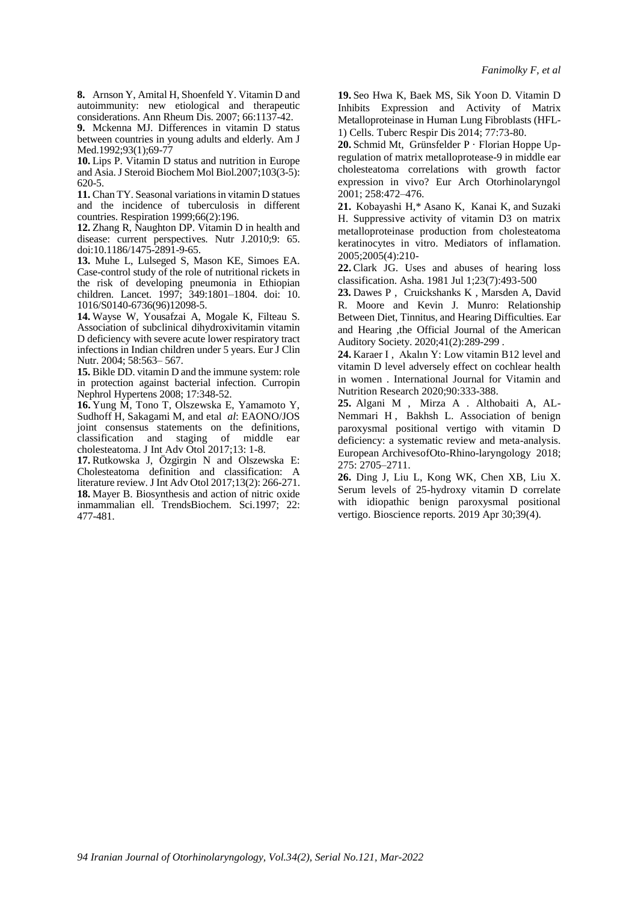**8.** Arnson Y, Amital H, Shoenfeld Y. Vitamin D and autoimmunity: new etiological and therapeutic considerations. Ann Rheum Dis. 2007; 66:1137-42.

**9.** Mckenna MJ. Differences in vitamin D status between countries in young adults and elderly. Am J Med.1992;93(1);69-77

**10.** Lips P. Vitamin D status and nutrition in Europe and Asia. J Steroid Biochem Mol Biol.2007;103(3-5): 620-5.

**11.** Chan TY. Seasonal variations in vitamin D statues and the incidence of tuberculosis in different countries. Respiration 1999;66(2):196.

**12.** Zhang R, Naughton DP. Vitamin D in health and disease: current perspectives. Nutr J.2010;9: 65. doi:10.1186/1475-2891-9-65.

**13.** Muhe L, Lulseged S, Mason KE, Simoes EA. Case-control study of the role of nutritional rickets in the risk of developing pneumonia in Ethiopian children. Lancet. 1997; 349:1801–1804. doi: 10. 1016/S0140-6736(96)12098-5.

**14.** Wayse W, Yousafzai A, Mogale K, Filteau S. Association of subclinical dihydroxivitamin vitamin D deficiency with severe acute lower respiratory tract infections in Indian children under 5 years. Eur J Clin Nutr. 2004; 58:563– 567.

**15.** Bikle DD. vitamin D and the immune system: role in protection against bacterial infection. Curropin Nephrol Hypertens 2008; 17:348-52.

**16.** Yung M, Tono T, Olszewska E, Yamamoto Y, Sudhoff H, Sakagami M, and etal *al*: EAONO/JOS joint consensus statements on the definitions, classification and staging of middle ear cholesteatoma. J Int Adv Otol 2017;13: 1-8.

**17.** Rutkowska J, Özgirgin N and Olszewska E: Cholesteatoma definition and classification: A literature review. J Int Adv Otol 2017;13(2): 266-271.

**18.** Mayer B. Biosynthesis and action of nitric oxide inmammalian ell. TrendsBiochem. Sci.1997; 22: 477-481.

**19.** Seo Hwa K, Baek MS, Sik Yoon D. Vitamin D Inhibits Expression and Activity of Matrix Metalloproteinase in Human Lung Fibroblasts (HFL-1) Cells. Tuberc Respir Dis 2014; 77:73-80.

**20.** Schmid Mt, Grünsfelder P · Florian Hoppe Up-regulation of matrix metalloprotease-9 in middle ear cholesteatoma correlations with growth factor expression in vivo? Eur Arch Otorhinolaryngol 2001; 258:472–476.

**21.** Kobayashi H,* Asano K, Kanai K, and Suzaki H. Suppressive activity of vitamin D3 on matrix metalloproteinase production from cholesteatoma keratinocytes in vitro. Mediators of inflamation. 2005;2005(4):210-

**22.** Clark JG. Uses and abuses of hearing loss classification. Asha. 1981 Jul 1;23(7):493-500

**23.** Dawes P , Cruickshanks K , Marsden A, David R. Moore and Kevin J. Munro: Relationship Between Diet, Tinnitus, and Hearing Difficulties. Ear and Hearing ,the Official Journal of the American Auditory Society. 2020;41(2):289-299 .

**24.** Karaer I , Akalın Y: Low vitamin B12 level and vitamin D level adversely effect on cochlear health in women . International Journal for Vitamin and Nutrition Research 2020;90:333-388.

**25.** Algani M , Mirza A . Althobaiti A, AL-Nemmari H , Bakhsh L. Association of benign paroxysmal positional vertigo with vitamin D deficiency: a systematic review and meta-analysis. European ArchivesofOto-Rhino-laryngology 2018; 275: 2705–2711.

**26.** Ding J, Liu L, Kong WK, Chen XB, Liu X. Serum levels of 25-hydroxy vitamin D correlate with idiopathic benign paroxysmal positional vertigo. Bioscience reports. 2019 Apr 30;39(4).